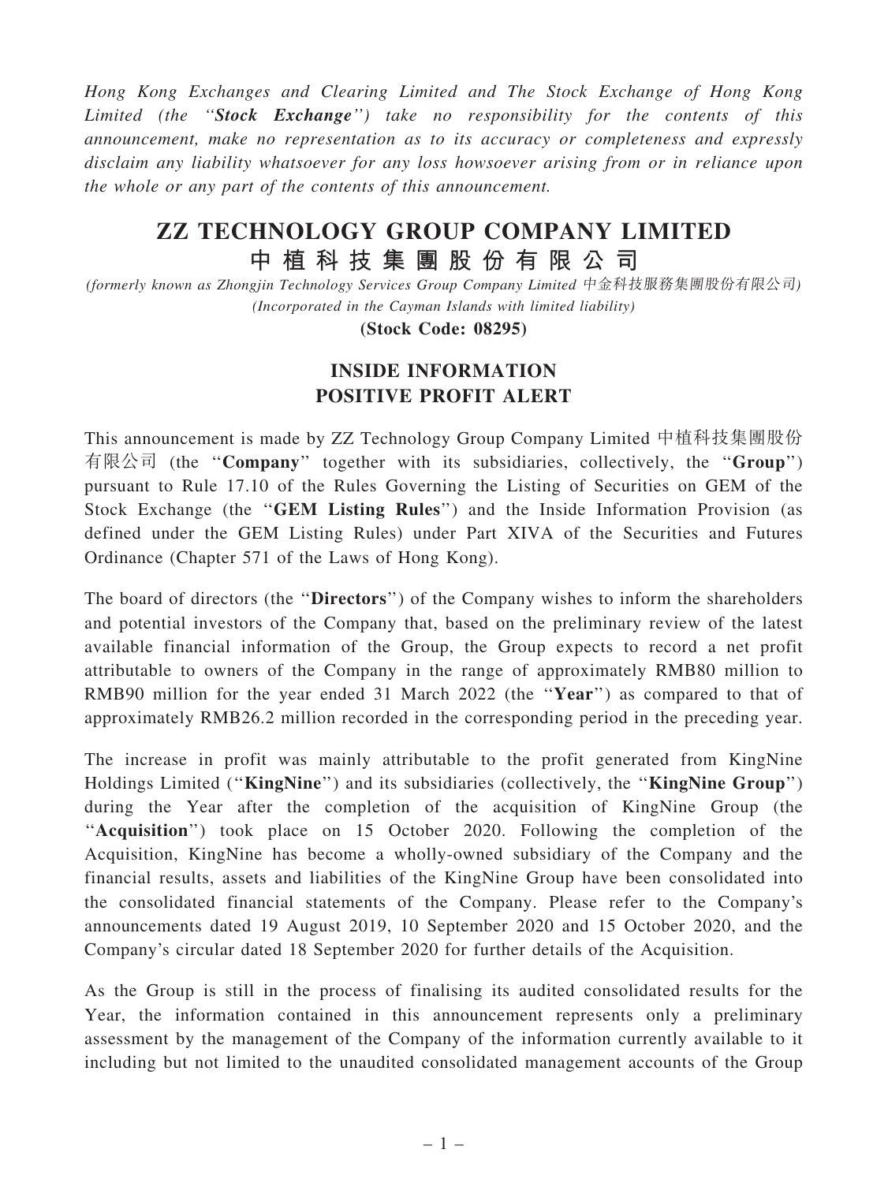*Hong Kong Exchanges and Clearing Limited and The Stock Exchange of Hong Kong Limited (the "**Stock Exchange**") take no responsibility for the contents of this announcement, make no representation as to its accuracy or completeness and expressly disclaim any liability whatsoever for any loss howsoever arising from or in reliance upon the whole or any part of the contents of this announcement.*

# ZZ TECHNOLOGY GROUP COMPANY LIMITED
# 中植科技集團股份有限公司

*(formerly known as Zhongjin Technology Services Group Company Limited 中金科技服務集團股份有限公司)*
*(Incorporated in the Cayman Islands with limited liability)*

**(Stock Code: 08295)**

## INSIDE INFORMATION
## POSITIVE PROFIT ALERT

This announcement is made by ZZ Technology Group Company Limited 中植科技集團股份有限公司 (the "**Company**" together with its subsidiaries, collectively, the "**Group**") pursuant to Rule 17.10 of the Rules Governing the Listing of Securities on GEM of the Stock Exchange (the "**GEM Listing Rules**") and the Inside Information Provision (as defined under the GEM Listing Rules) under Part XIVA of the Securities and Futures Ordinance (Chapter 571 of the Laws of Hong Kong).

The board of directors (the "**Directors**") of the Company wishes to inform the shareholders and potential investors of the Company that, based on the preliminary review of the latest available financial information of the Group, the Group expects to record a net profit attributable to owners of the Company in the range of approximately RMB80 million to RMB90 million for the year ended 31 March 2022 (the "**Year**") as compared to that of approximately RMB26.2 million recorded in the corresponding period in the preceding year.

The increase in profit was mainly attributable to the profit generated from KingNine Holdings Limited ("**KingNine**") and its subsidiaries (collectively, the "**KingNine Group**") during the Year after the completion of the acquisition of KingNine Group (the "**Acquisition**") took place on 15 October 2020. Following the completion of the Acquisition, KingNine has become a wholly-owned subsidiary of the Company and the financial results, assets and liabilities of the KingNine Group have been consolidated into the consolidated financial statements of the Company. Please refer to the Company's announcements dated 19 August 2019, 10 September 2020 and 15 October 2020, and the Company's circular dated 18 September 2020 for further details of the Acquisition.

As the Group is still in the process of finalising its audited consolidated results for the Year, the information contained in this announcement represents only a preliminary assessment by the management of the Company of the information currently available to it including but not limited to the unaudited consolidated management accounts of the Group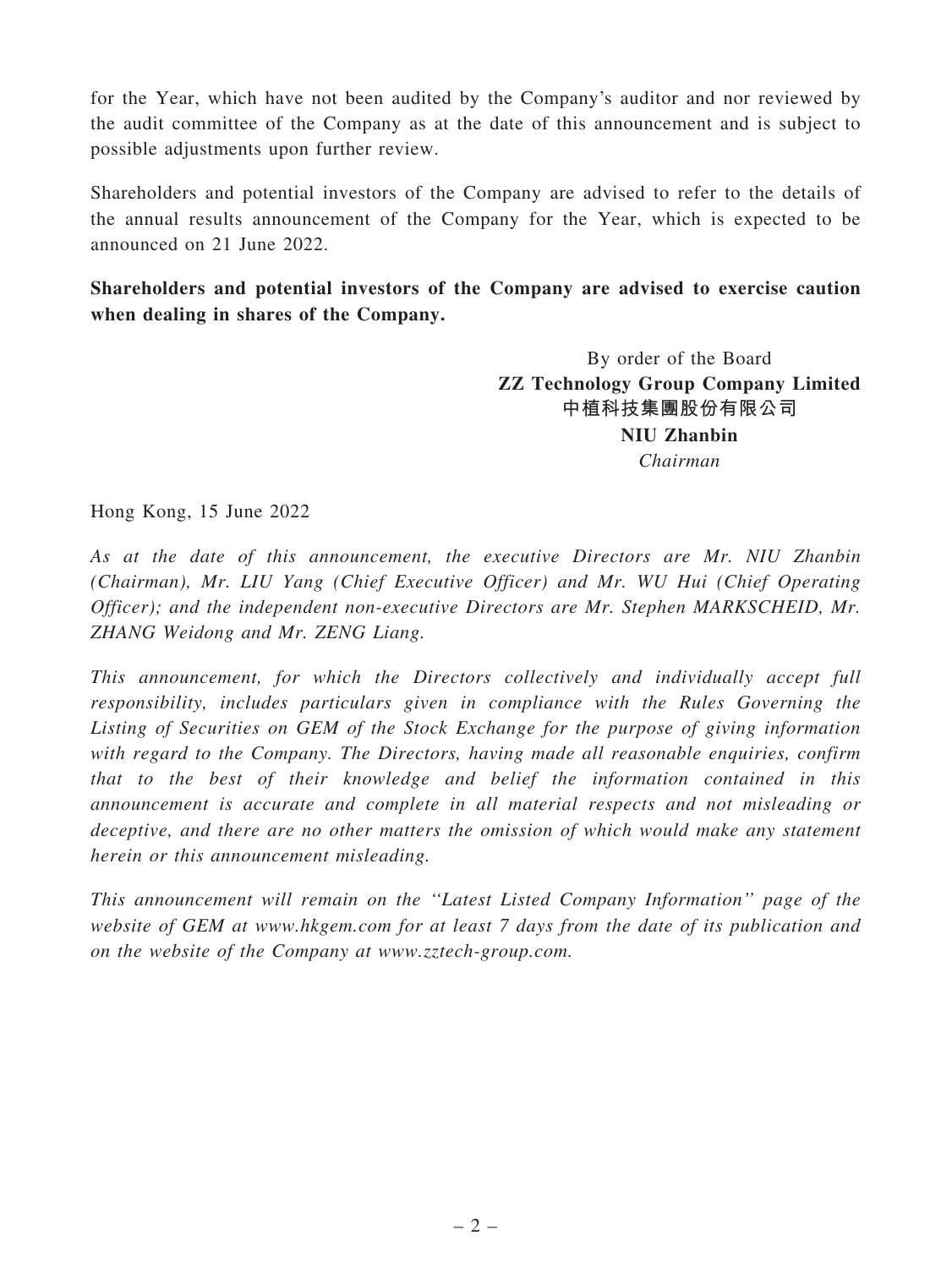for the Year, which have not been audited by the Company's auditor and nor reviewed by the audit committee of the Company as at the date of this announcement and is subject to possible adjustments upon further review.

Shareholders and potential investors of the Company are advised to refer to the details of the annual results announcement of the Company for the Year, which is expected to be announced on 21 June 2022.

**Shareholders and potential investors of the Company are advised to exercise caution when dealing in shares of the Company.**

By order of the Board
**ZZ Technology Group Company Limited**
**中植科技集團股份有限公司**
**NIU Zhanbin**
*Chairman*

Hong Kong, 15 June 2022

*As at the date of this announcement, the executive Directors are Mr. NIU Zhanbin (Chairman), Mr. LIU Yang (Chief Executive Officer) and Mr. WU Hui (Chief Operating Officer); and the independent non-executive Directors are Mr. Stephen MARKSCHEID, Mr. ZHANG Weidong and Mr. ZENG Liang.*

*This announcement, for which the Directors collectively and individually accept full responsibility, includes particulars given in compliance with the Rules Governing the Listing of Securities on GEM of the Stock Exchange for the purpose of giving information with regard to the Company. The Directors, having made all reasonable enquiries, confirm that to the best of their knowledge and belief the information contained in this announcement is accurate and complete in all material respects and not misleading or deceptive, and there are no other matters the omission of which would make any statement herein or this announcement misleading.*

*This announcement will remain on the "Latest Listed Company Information" page of the website of GEM at www.hkgem.com for at least 7 days from the date of its publication and on the website of the Company at www.zztech-group.com.*